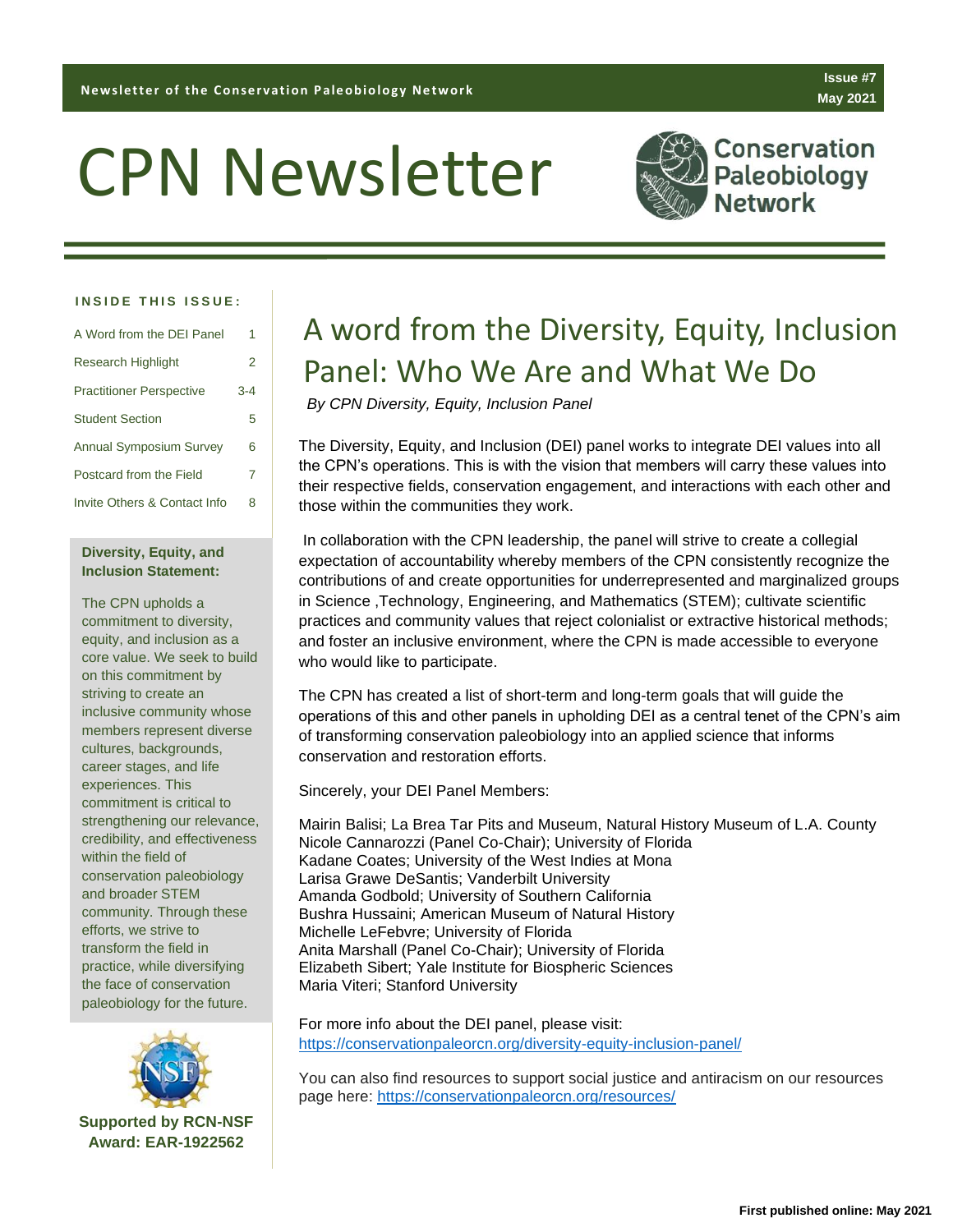# CPN Newsletter

Newsletter of the Conservation Paleobiology Network

Issue #7
May 2021

Conservation Paleobiology Network

**INSIDE THIS ISSUE:**

| | |
|---|---|
| A Word from the DEI Panel | 1 |
| Research Highlight | 2 |
| Practitioner Perspective | 3-4 |
| Student Section | 5 |
| Annual Symposium Survey | 6 |
| Postcard from the Field | 7 |
| Invite Others & Contact Info | 8 |

**Diversity, Equity, and Inclusion Statement:**

The CPN upholds a commitment to diversity, equity, and inclusion as a core value. We seek to build on this commitment by striving to create an inclusive community whose members represent diverse cultures, backgrounds, career stages, and life experiences. This commitment is critical to strengthening our relevance, credibility, and effectiveness within the field of conservation paleobiology and broader STEM community. Through these efforts, we strive to transform the field in practice, while diversifying the face of conservation paleobiology for the future.

**Supported by RCN-NSF Award: EAR-1922562**

## A word from the Diversity, Equity, Inclusion Panel: Who We Are and What We Do

*By CPN Diversity, Equity, Inclusion Panel*

The Diversity, Equity, and Inclusion (DEI) panel works to integrate DEI values into all the CPN's operations. This is with the vision that members will carry these values into their respective fields, conservation engagement, and interactions with each other and those within the communities they work.

In collaboration with the CPN leadership, the panel will strive to create a collegial expectation of accountability whereby members of the CPN consistently recognize the contributions of and create opportunities for underrepresented and marginalized groups in Science ,Technology, Engineering, and Mathematics (STEM); cultivate scientific practices and community values that reject colonialist or extractive historical methods; and foster an inclusive environment, where the CPN is made accessible to everyone who would like to participate.

The CPN has created a list of short-term and long-term goals that will guide the operations of this and other panels in upholding DEI as a central tenet of the CPN's aim of transforming conservation paleobiology into an applied science that informs conservation and restoration efforts.

Sincerely, your DEI Panel Members:

Mairin Balisi; La Brea Tar Pits and Museum, Natural History Museum of L.A. County
Nicole Cannarozzi (Panel Co-Chair); University of Florida
Kadane Coates; University of the West Indies at Mona
Larisa Grawe DeSantis; Vanderbilt University
Amanda Godbold; University of Southern California
Bushra Hussaini; American Museum of Natural History
Michelle LeFebvre; University of Florida
Anita Marshall (Panel Co-Chair); University of Florida
Elizabeth Sibert; Yale Institute for Biospheric Sciences
Maria Viteri; Stanford University

For more info about the DEI panel, please visit:
https://conservationpaleorcn.org/diversity-equity-inclusion-panel/

You can also find resources to support social justice and antiracism on our resources page here: https://conservationpaleorcn.org/resources/

First published online: May 2021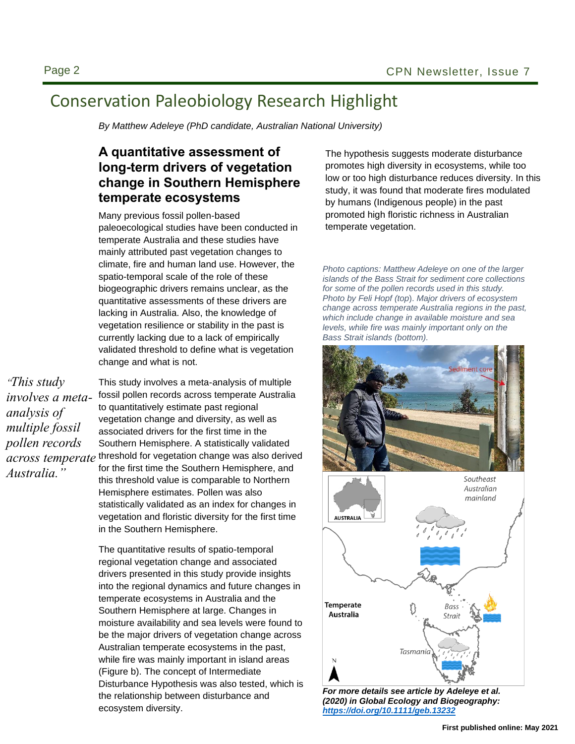# Conservation Paleobiology Research Highlight

*By Matthew Adeleye (PhD candidate, Australian National University)*

## A quantitative assessment of long-term drivers of vegetation change in Southern Hemisphere temperate ecosystems

Many previous fossil pollen-based paleoecological studies have been conducted in temperate Australia and these studies have mainly attributed past vegetation changes to climate, fire and human land use. However, the spatio-temporal scale of the role of these biogeographic drivers remains unclear, as the quantitative assessments of these drivers are lacking in Australia. Also, the knowledge of vegetation resilience or stability in the past is currently lacking due to a lack of empirically validated threshold to define what is vegetation change and what is not.

*"This study involves a meta-analysis of multiple fossil pollen records across temperate Australia."*

This study involves a meta-analysis of multiple fossil pollen records across temperate Australia to quantitatively estimate past regional vegetation change and diversity, as well as associated drivers for the first time in the Southern Hemisphere. A statistically validated threshold for vegetation change was also derived for the first time the Southern Hemisphere, and this threshold value is comparable to Northern Hemisphere estimates. Pollen was also statistically validated as an index for changes in vegetation and floristic diversity for the first time in the Southern Hemisphere.

The quantitative results of spatio-temporal regional vegetation change and associated drivers presented in this study provide insights into the regional dynamics and future changes in temperate ecosystems in Australia and the Southern Hemisphere at large. Changes in moisture availability and sea levels were found to be the major drivers of vegetation change across Australian temperate ecosystems in the past, while fire was mainly important in island areas (Figure b). The concept of Intermediate Disturbance Hypothesis was also tested, which is the relationship between disturbance and ecosystem diversity.

The hypothesis suggests moderate disturbance promotes high diversity in ecosystems, while too low or too high disturbance reduces diversity. In this study, it was found that moderate fires modulated by humans (Indigenous people) in the past promoted high floristic richness in Australian temperate vegetation.

*Photo captions: Matthew Adeleye on one of the larger islands of the Bass Strait for sediment core collections for some of the pollen records used in this study. Photo by Feli Hopf (top). Major drivers of ecosystem change across temperate Australia regions in the past, which include change in available moisture and sea levels, while fire was mainly important only on the Bass Strait islands (bottom).*

***For more details see article by Adeleye et al. (2020) in Global Ecology and Biogeography: https://doi.org/10.1111/geb.13232***

**First published online: May 2021**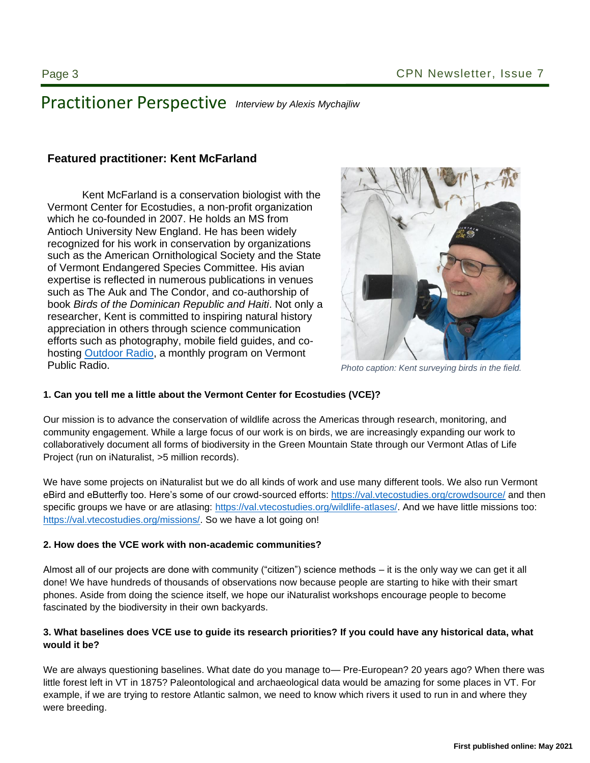# Practitioner Perspective *Interview by Alexis Mychajliw*

## Featured practitioner: Kent McFarland

Kent McFarland is a conservation biologist with the Vermont Center for Ecostudies, a non-profit organization which he co-founded in 2007. He holds an MS from Antioch University New England. He has been widely recognized for his work in conservation by organizations such as the American Ornithological Society and the State of Vermont Endangered Species Committee. His avian expertise is reflected in numerous publications in venues such as The Auk and The Condor, and co-authorship of book *Birds of the Dominican Republic and Haiti*. Not only a researcher, Kent is committed to inspiring natural history appreciation in others through science communication efforts such as photography, mobile field guides, and co-hosting Outdoor Radio, a monthly program on Vermont Public Radio.

*Photo caption: Kent surveying birds in the field.*

**1. Can you tell me a little about the Vermont Center for Ecostudies (VCE)?**

Our mission is to advance the conservation of wildlife across the Americas through research, monitoring, and community engagement. While a large focus of our work is on birds, we are increasingly expanding our work to collaboratively document all forms of biodiversity in the Green Mountain State through our Vermont Atlas of Life Project (run on iNaturalist, >5 million records).

We have some projects on iNaturalist but we do all kinds of work and use many different tools. We also run Vermont eBird and eButterfly too. Here's some of our crowd-sourced efforts: https://val.vtecostudies.org/crowdsource/ and then specific groups we have or are atlasing: https://val.vtecostudies.org/wildlife-atlases/. And we have little missions too: https://val.vtecostudies.org/missions/. So we have a lot going on!

**2. How does the VCE work with non-academic communities?**

Almost all of our projects are done with community ("citizen") science methods – it is the only way we can get it all done! We have hundreds of thousands of observations now because people are starting to hike with their smart phones. Aside from doing the science itself, we hope our iNaturalist workshops encourage people to become fascinated by the biodiversity in their own backyards.

**3. What baselines does VCE use to guide its research priorities? If you could have any historical data, what would it be?**

We are always questioning baselines. What date do you manage to— Pre-European? 20 years ago? When there was little forest left in VT in 1875? Paleontological and archaeological data would be amazing for some places in VT. For example, if we are trying to restore Atlantic salmon, we need to know which rivers it used to run in and where they were breeding.

**First published online: May 2021**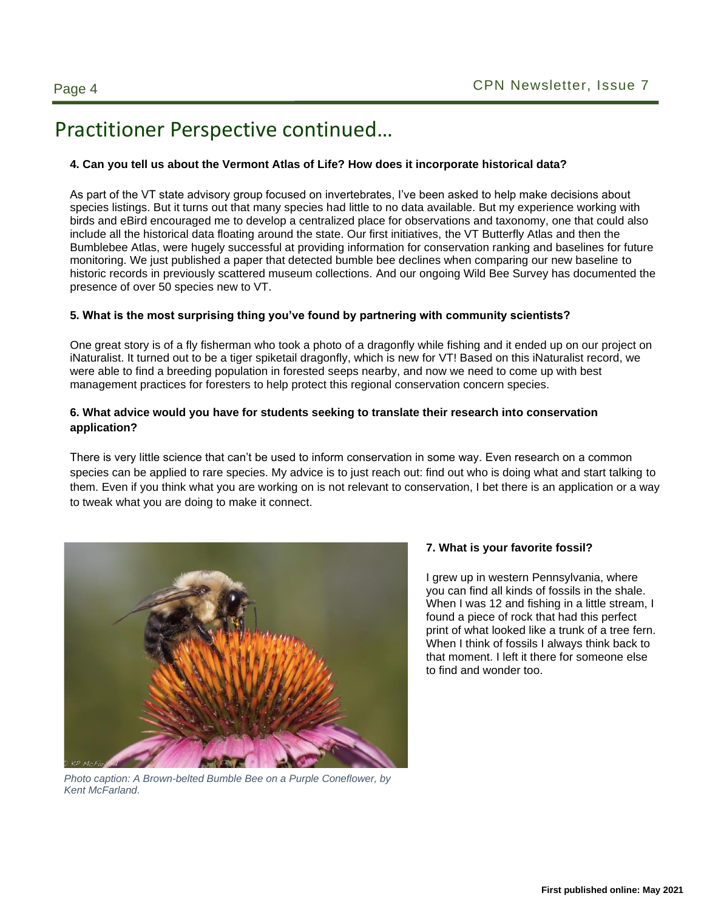# Practitioner Perspective continued…

**4. Can you tell us about the Vermont Atlas of Life? How does it incorporate historical data?**

As part of the VT state advisory group focused on invertebrates, I've been asked to help make decisions about species listings. But it turns out that many species had little to no data available. But my experience working with birds and eBird encouraged me to develop a centralized place for observations and taxonomy, one that could also include all the historical data floating around the state. Our first initiatives, the VT Butterfly Atlas and then the Bumblebee Atlas, were hugely successful at providing information for conservation ranking and baselines for future monitoring. We just published a paper that detected bumble bee declines when comparing our new baseline to historic records in previously scattered museum collections. And our ongoing Wild Bee Survey has documented the presence of over 50 species new to VT.

**5. What is the most surprising thing you've found by partnering with community scientists?**

One great story is of a fly fisherman who took a photo of a dragonfly while fishing and it ended up on our project on iNaturalist. It turned out to be a tiger spiketail dragonfly, which is new for VT! Based on this iNaturalist record, we were able to find a breeding population in forested seeps nearby, and now we need to come up with best management practices for foresters to help protect this regional conservation concern species.

**6. What advice would you have for students seeking to translate their research into conservation application?**

There is very little science that can't be used to inform conservation in some way. Even research on a common species can be applied to rare species. My advice is to just reach out: find out who is doing what and start talking to them. Even if you think what you are working on is not relevant to conservation, I bet there is an application or a way to tweak what you are doing to make it connect.

*Photo caption: A Brown-belted Bumble Bee on a Purple Coneflower, by Kent McFarland.*

**7. What is your favorite fossil?**

I grew up in western Pennsylvania, where you can find all kinds of fossils in the shale. When I was 12 and fishing in a little stream, I found a piece of rock that had this perfect print of what looked like a trunk of a tree fern. When I think of fossils I always think back to that moment. I left it there for someone else to find and wonder too.

**First published online: May 2021**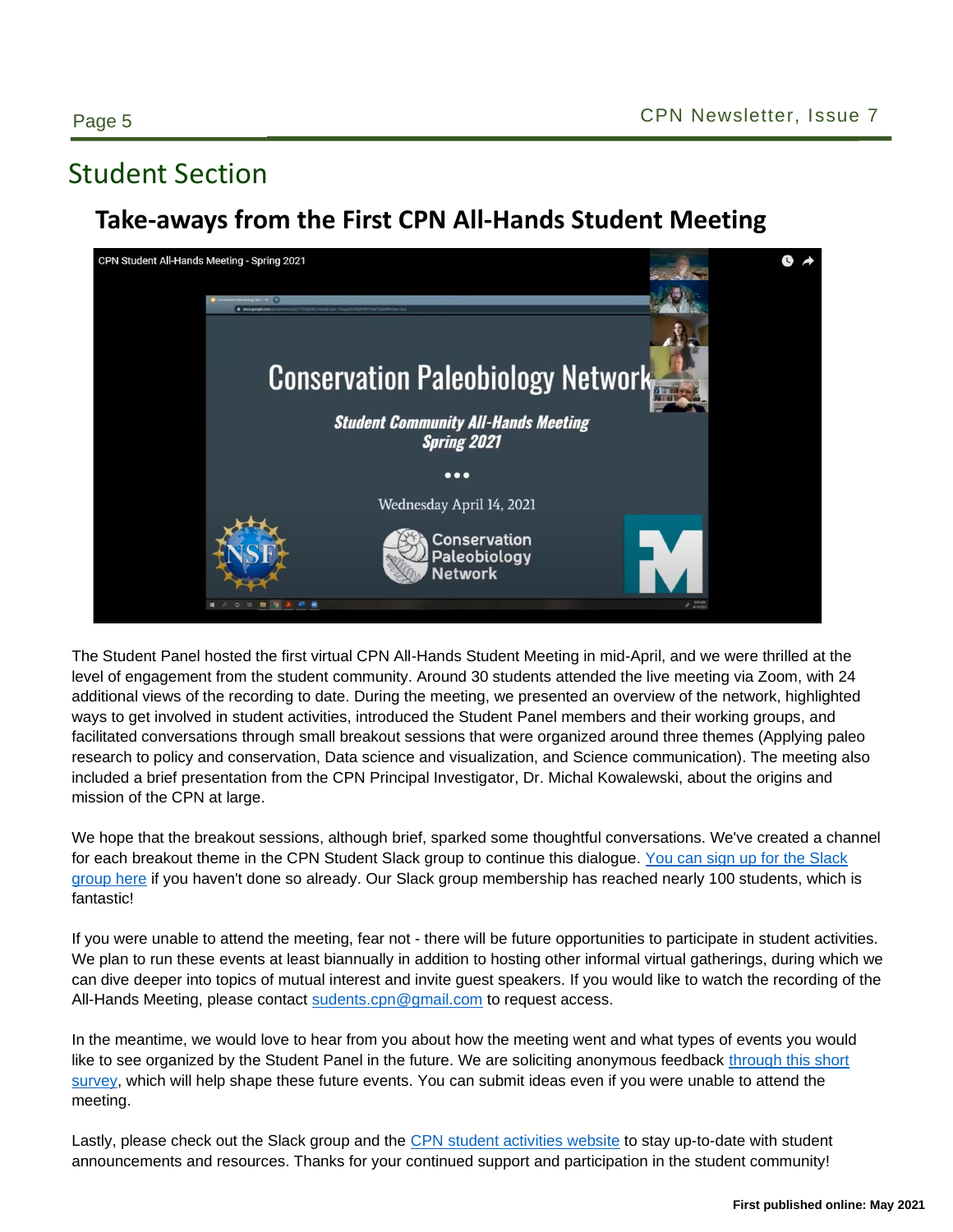# Student Section

## Take-aways from the First CPN All-Hands Student Meeting

The Student Panel hosted the first virtual CPN All-Hands Student Meeting in mid-April, and we were thrilled at the level of engagement from the student community. Around 30 students attended the live meeting via Zoom, with 24 additional views of the recording to date. During the meeting, we presented an overview of the network, highlighted ways to get involved in student activities, introduced the Student Panel members and their working groups, and facilitated conversations through small breakout sessions that were organized around three themes (Applying paleo research to policy and conservation, Data science and visualization, and Science communication). The meeting also included a brief presentation from the CPN Principal Investigator, Dr. Michal Kowalewski, about the origins and mission of the CPN at large.

We hope that the breakout sessions, although brief, sparked some thoughtful conversations. We've created a channel for each breakout theme in the CPN Student Slack group to continue this dialogue. You can sign up for the Slack group here if you haven't done so already. Our Slack group membership has reached nearly 100 students, which is fantastic!

If you were unable to attend the meeting, fear not - there will be future opportunities to participate in student activities. We plan to run these events at least biannually in addition to hosting other informal virtual gatherings, during which we can dive deeper into topics of mutual interest and invite guest speakers. If you would like to watch the recording of the All-Hands Meeting, please contact sudents.cpn@gmail.com to request access.

In the meantime, we would love to hear from you about how the meeting went and what types of events you would like to see organized by the Student Panel in the future. We are soliciting anonymous feedback through this short survey, which will help shape these future events. You can submit ideas even if you were unable to attend the meeting.

Lastly, please check out the Slack group and the CPN student activities website to stay up-to-date with student announcements and resources. Thanks for your continued support and participation in the student community!

**First published online: May 2021**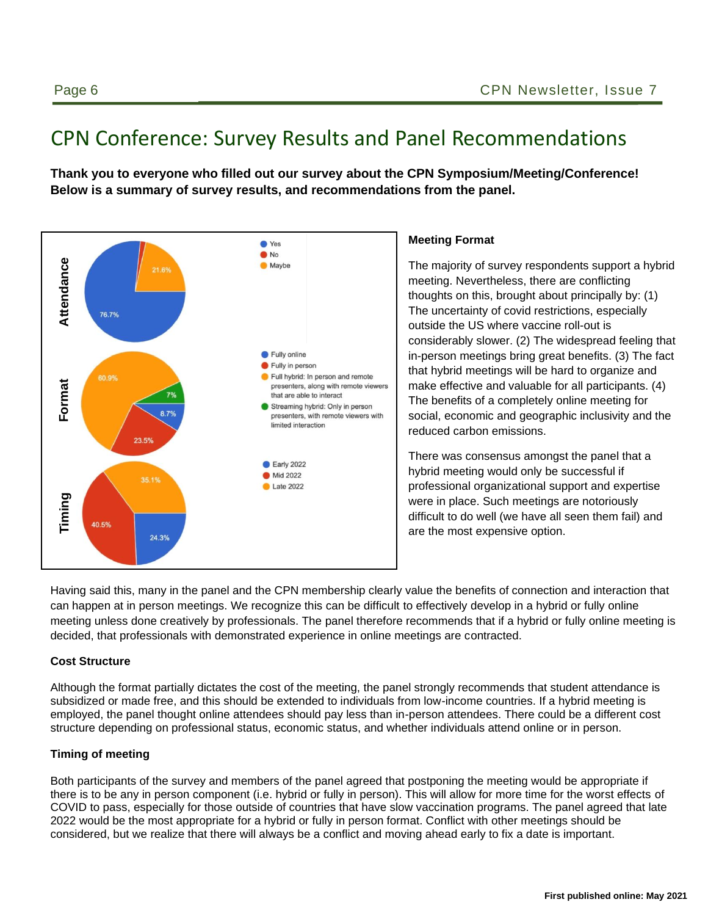# CPN Conference: Survey Results and Panel Recommendations

**Thank you to everyone who filled out our survey about the CPN Symposium/Meeting/Conference! Below is a summary of survey results, and recommendations from the panel.**

**Meeting Format**

The majority of survey respondents support a hybrid meeting. Nevertheless, there are conflicting thoughts on this, brought about principally by: (1) The uncertainty of covid restrictions, especially outside the US where vaccine roll-out is considerably slower. (2) The widespread feeling that in-person meetings bring great benefits. (3) The fact that hybrid meetings will be hard to organize and make effective and valuable for all participants. (4) The benefits of a completely online meeting for social, economic and geographic inclusivity and the reduced carbon emissions.

There was consensus amongst the panel that a hybrid meeting would only be successful if professional organizational support and expertise were in place. Such meetings are notoriously difficult to do well (we have all seen them fail) and are the most expensive option.

Having said this, many in the panel and the CPN membership clearly value the benefits of connection and interaction that can happen at in person meetings. We recognize this can be difficult to effectively develop in a hybrid or fully online meeting unless done creatively by professionals. The panel therefore recommends that if a hybrid or fully online meeting is decided, that professionals with demonstrated experience in online meetings are contracted.

**Cost Structure**

Although the format partially dictates the cost of the meeting, the panel strongly recommends that student attendance is subsidized or made free, and this should be extended to individuals from low-income countries. If a hybrid meeting is employed, the panel thought online attendees should pay less than in-person attendees. There could be a different cost structure depending on professional status, economic status, and whether individuals attend online or in person.

**Timing of meeting**

Both participants of the survey and members of the panel agreed that postponing the meeting would be appropriate if there is to be any in person component (i.e. hybrid or fully in person). This will allow for more time for the worst effects of COVID to pass, especially for those outside of countries that have slow vaccination programs. The panel agreed that late 2022 would be the most appropriate for a hybrid or fully in person format. Conflict with other meetings should be considered, but we realize that there will always be a conflict and moving ahead early to fix a date is important.

First published online: May 2021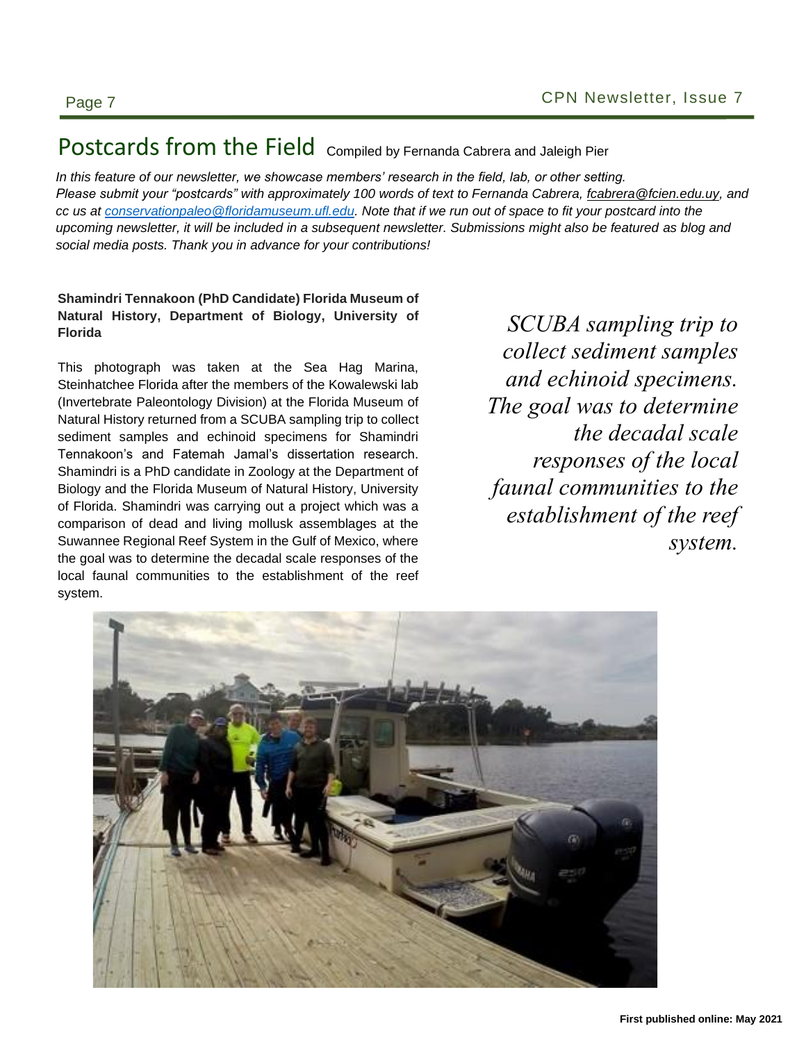# Postcards from the Field

Compiled by Fernanda Cabrera and Jaleigh Pier

*In this feature of our newsletter, we showcase members' research in the field, lab, or other setting. Please submit your "postcards" with approximately 100 words of text to Fernanda Cabrera, fcabrera@fcien.edu.uy, and cc us at conservationpaleo@floridamuseum.ufl.edu. Note that if we run out of space to fit your postcard into the upcoming newsletter, it will be included in a subsequent newsletter. Submissions might also be featured as blog and social media posts. Thank you in advance for your contributions!*

**Shamindri Tennakoon (PhD Candidate) Florida Museum of Natural History, Department of Biology, University of Florida**

This photograph was taken at the Sea Hag Marina, Steinhatchee Florida after the members of the Kowalewski lab (Invertebrate Paleontology Division) at the Florida Museum of Natural History returned from a SCUBA sampling trip to collect sediment samples and echinoid specimens for Shamindri Tennakoon's and Fatemah Jamal's dissertation research. Shamindri is a PhD candidate in Zoology at the Department of Biology and the Florida Museum of Natural History, University of Florida. Shamindri was carrying out a project which was a comparison of dead and living mollusk assemblages at the Suwannee Regional Reef System in the Gulf of Mexico, where the goal was to determine the decadal scale responses of the local faunal communities to the establishment of the reef system.

*SCUBA sampling trip to collect sediment samples and echinoid specimens. The goal was to determine the decadal scale responses of the local faunal communities to the establishment of the reef system.*

**First published online: May 2021**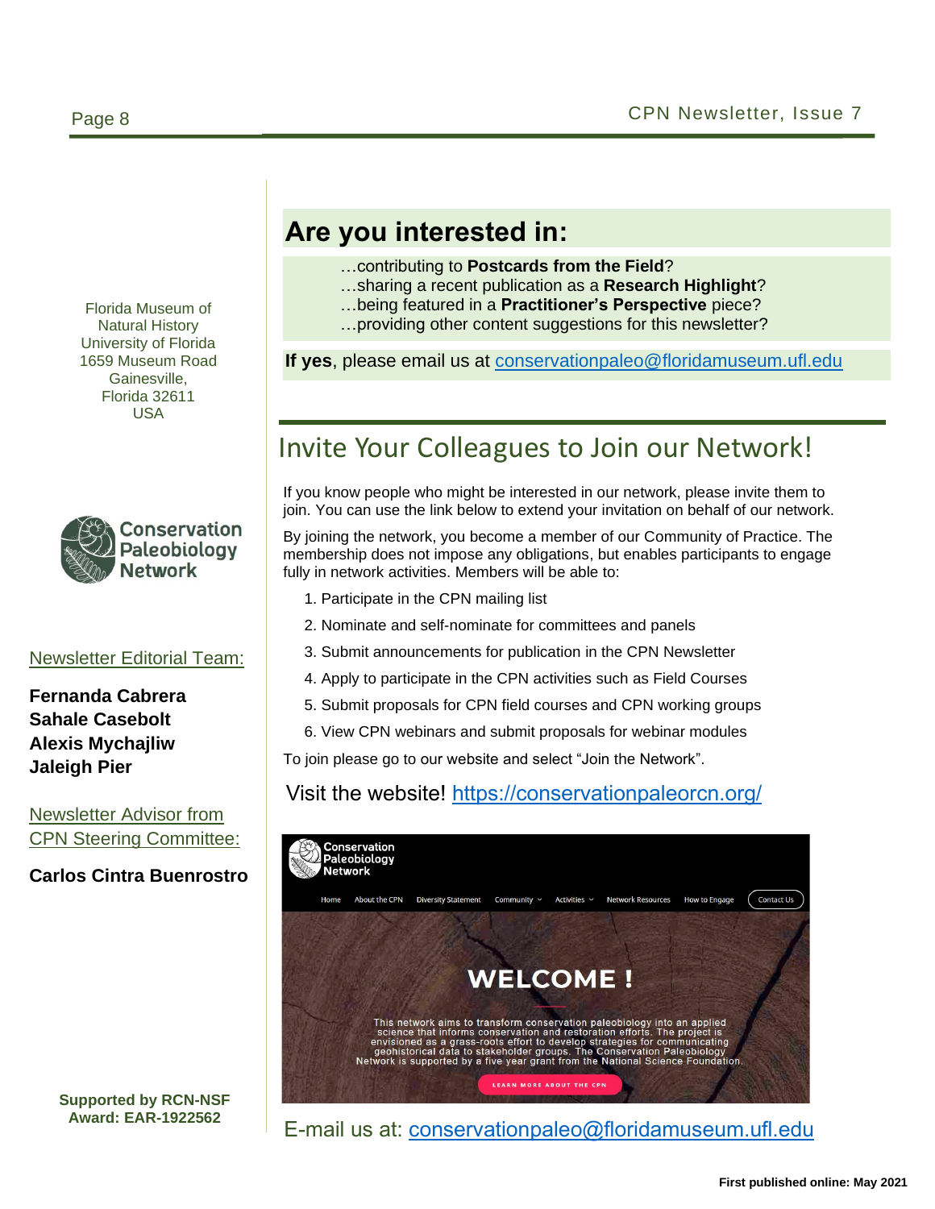## Are you interested in:

…contributing to **Postcards from the Field**?
…sharing a recent publication as a **Research Highlight**?
…being featured in a **Practitioner's Perspective** piece?
…providing other content suggestions for this newsletter?

**If yes**, please email us at conservationpaleo@floridamuseum.ufl.edu

## Invite Your Colleagues to Join our Network!

If you know people who might be interested in our network, please invite them to join. You can use the link below to extend your invitation on behalf of our network.

By joining the network, you become a member of our Community of Practice. The membership does not impose any obligations, but enables participants to engage fully in network activities. Members will be able to:

1. Participate in the CPN mailing list
2. Nominate and self-nominate for committees and panels
3. Submit announcements for publication in the CPN Newsletter
4. Apply to participate in the CPN activities such as Field Courses
5. Submit proposals for CPN field courses and CPN working groups
6. View CPN webinars and submit proposals for webinar modules

To join please go to our website and select "Join the Network".

Visit the website! https://conservationpaleorcn.org/

E-mail us at: conservationpaleo@floridamuseum.ufl.edu

Florida Museum of Natural History
University of Florida
1659 Museum Road
Gainesville,
Florida 32611
USA

Conservation Paleobiology Network

Newsletter Editorial Team:

**Fernanda Cabrera**
**Sahale Casebolt**
**Alexis Mychajliw**
**Jaleigh Pier**

Newsletter Advisor from CPN Steering Committee:

**Carlos Cintra Buenrostro**

**Supported by RCN-NSF Award: EAR-1922562**

**First published online: May 2021**